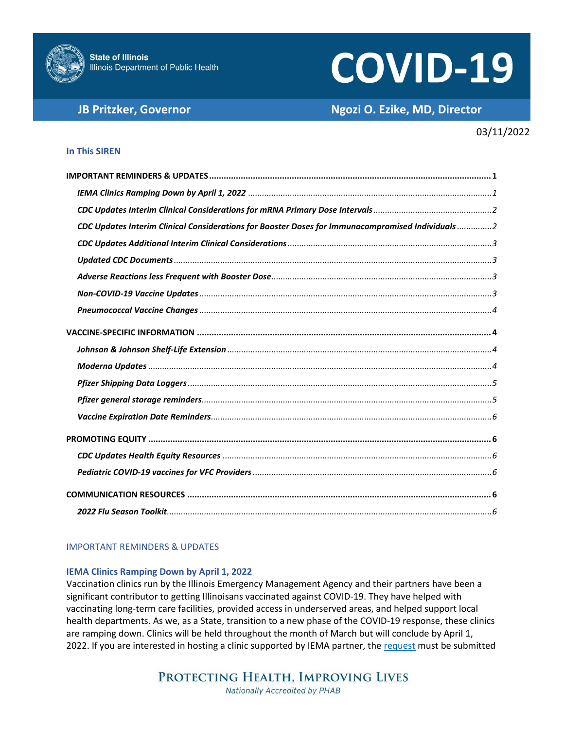State of Illinois
Illinois Department of Public Health

# COVID-19

**JB Pritzker, Governor** **Ngozi O. Ezike, MD, Director**

03/11/2022

### In This SIREN

**IMPORTANT REMINDERS & UPDATES** .......... **1**

- *IEMA Clinics Ramping Down by April 1, 2022* .......... *1*
- *CDC Updates Interim Clinical Considerations for mRNA Primary Dose Intervals* .......... *2*
- *CDC Updates Interim Clinical Considerations for Booster Doses for Immunocompromised Individuals* .......... *2*
- *CDC Updates Additional Interim Clinical Considerations* .......... *3*
- *Updated CDC Documents* .......... *3*
- *Adverse Reactions less Frequent with Booster Dose* .......... *3*
- *Non-COVID-19 Vaccine Updates* .......... *3*
- *Pneumococcal Vaccine Changes* .......... *4*

**VACCINE-SPECIFIC INFORMATION** .......... **4**

- *Johnson & Johnson Shelf-Life Extension* .......... *4*
- *Moderna Updates* .......... *4*
- *Pfizer Shipping Data Loggers* .......... *5*
- *Pfizer general storage reminders* .......... *5*
- *Vaccine Expiration Date Reminders* .......... *6*

**PROMOTING EQUITY** .......... **6**

- *CDC Updates Health Equity Resources* .......... *6*
- *Pediatric COVID-19 vaccines for VFC Providers* .......... *6*

**COMMUNICATION RESOURCES** .......... **6**

- *2022 Flu Season Toolkit* .......... *6*

## IMPORTANT REMINDERS & UPDATES

### IEMA Clinics Ramping Down by April 1, 2022

Vaccination clinics run by the Illinois Emergency Management Agency and their partners have been a significant contributor to getting Illinoisans vaccinated against COVID-19. They have helped with vaccinating long-term care facilities, provided access in underserved areas, and helped support local health departments. As we, as a State, transition to a new phase of the COVID-19 response, these clinics are ramping down. Clinics will be held throughout the month of March but will conclude by April 1, 2022. If you are interested in hosting a clinic supported by IEMA partner, the request must be submitted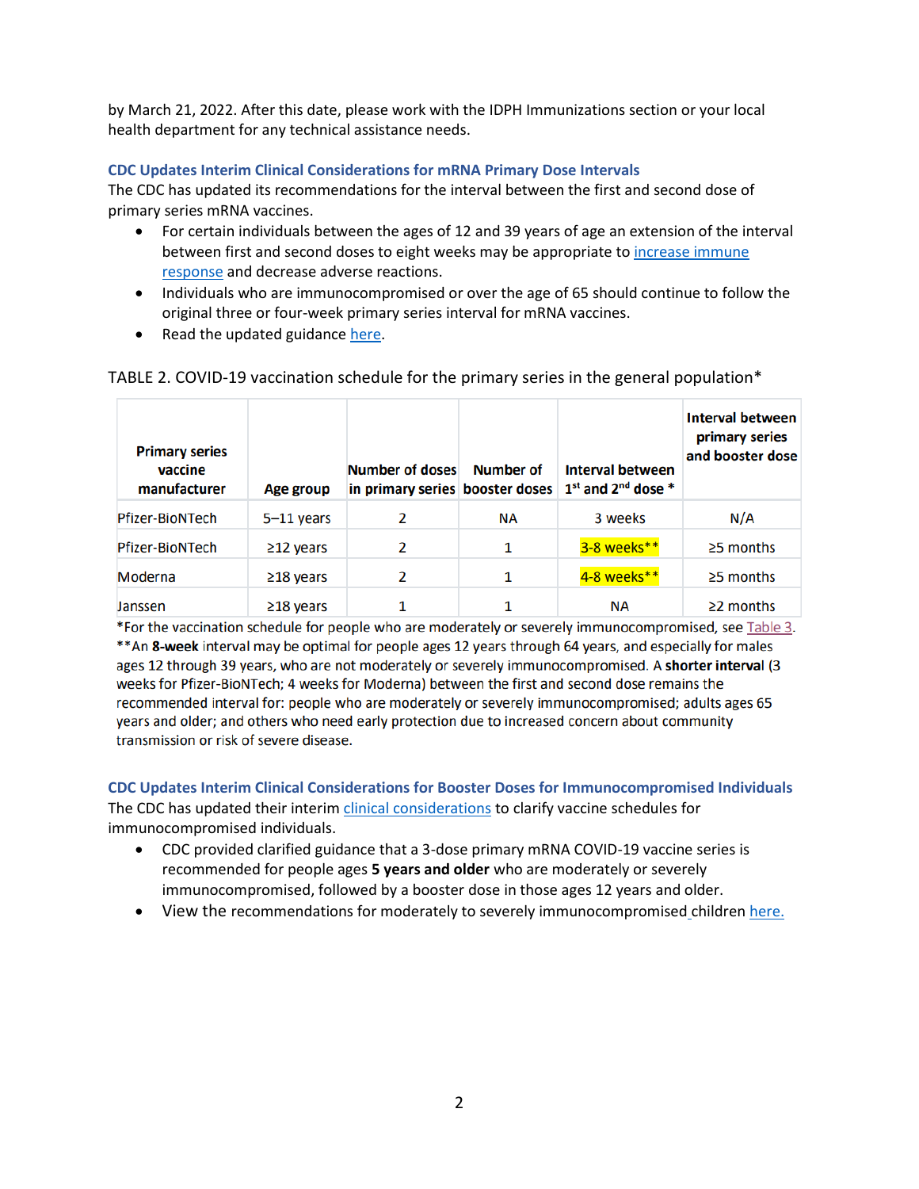by March 21, 2022. After this date, please work with the IDPH Immunizations section or your local health department for any technical assistance needs.

### CDC Updates Interim Clinical Considerations for mRNA Primary Dose Intervals

The CDC has updated its recommendations for the interval between the first and second dose of primary series mRNA vaccines.

- For certain individuals between the ages of 12 and 39 years of age an extension of the interval between first and second doses to eight weeks may be appropriate to increase immune response and decrease adverse reactions.
- Individuals who are immunocompromised or over the age of 65 should continue to follow the original three or four-week primary series interval for mRNA vaccines.
- Read the updated guidance here.

TABLE 2. COVID-19 vaccination schedule for the primary series in the general population*

| Primary series vaccine manufacturer | Age group | Number of doses in primary series | Number of booster doses | Interval between 1st and 2nd dose * | Interval between primary series and booster dose |
|---|---|---|---|---|---|
| Pfizer-BioNTech | 5–11 years | 2 | NA | 3 weeks | N/A |
| Pfizer-BioNTech | ≥12 years | 2 | 1 | 3-8 weeks** | ≥5 months |
| Moderna | ≥18 years | 2 | 1 | 4-8 weeks** | ≥5 months |
| Janssen | ≥18 years | 1 | 1 | NA | ≥2 months |

*For the vaccination schedule for people who are moderately or severely immunocompromised, see Table 3.
**An **8-week** interval may be optimal for people ages 12 years through 64 years, and especially for males ages 12 through 39 years, who are not moderately or severely immunocompromised. A **shorter interval** (3 weeks for Pfizer-BioNTech; 4 weeks for Moderna) between the first and second dose remains the recommended interval for: people who are moderately or severely immunocompromised; adults ages 65 years and older; and others who need early protection due to increased concern about community transmission or risk of severe disease.

### CDC Updates Interim Clinical Considerations for Booster Doses for Immunocompromised Individuals

The CDC has updated their interim clinical considerations to clarify vaccine schedules for immunocompromised individuals.

- CDC provided clarified guidance that a 3-dose primary mRNA COVID-19 vaccine series is recommended for people ages **5 years and older** who are moderately or severely immunocompromised, followed by a booster dose in those ages 12 years and older.
- View the recommendations for moderately to severely immunocompromised children here.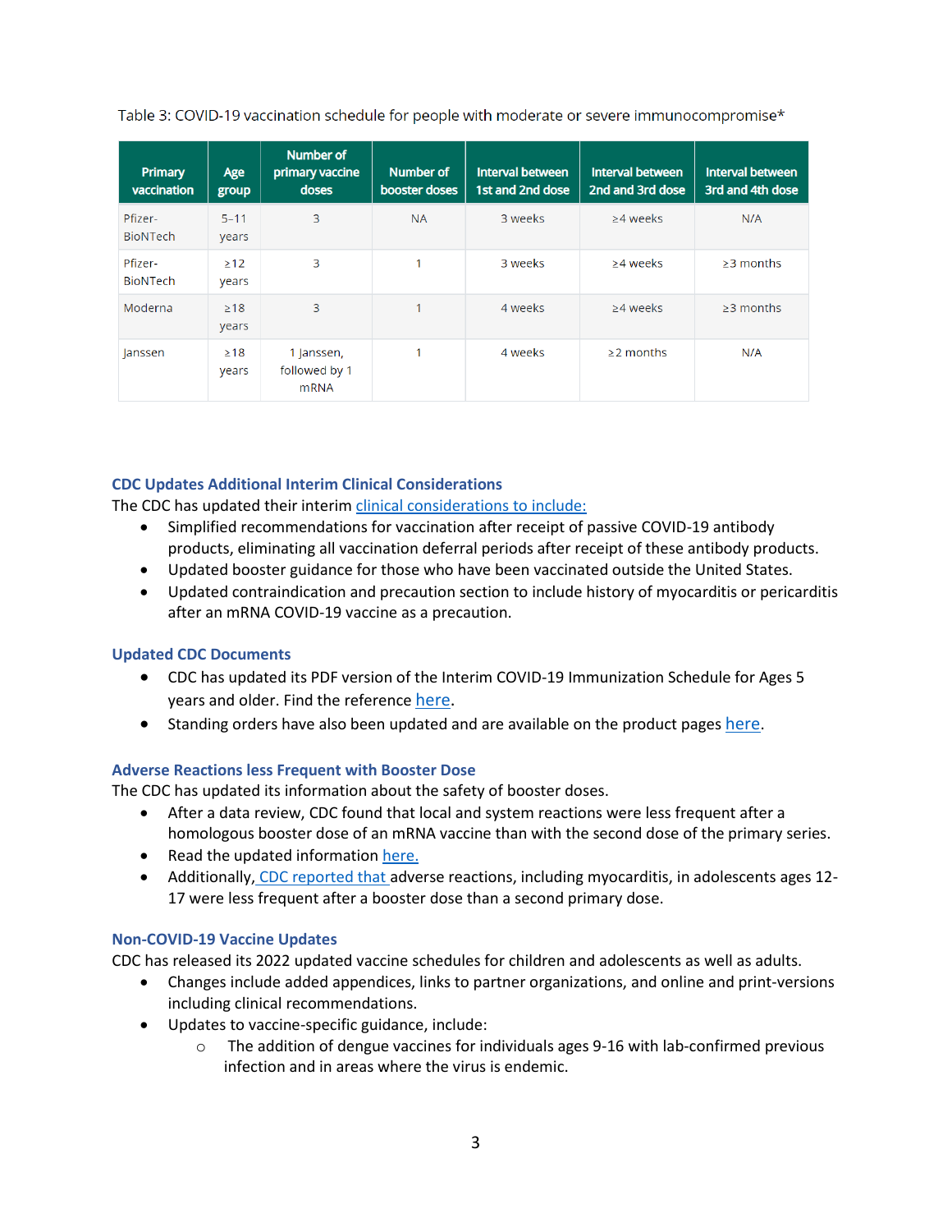Table 3: COVID-19 vaccination schedule for people with moderate or severe immunocompromise*

| Primary vaccination | Age group | Number of primary vaccine doses | Number of booster doses | Interval between 1st and 2nd dose | Interval between 2nd and 3rd dose | Interval between 3rd and 4th dose |
|---|---|---|---|---|---|---|
| Pfizer-BioNTech | 5–11 years | 3 | NA | 3 weeks | ≥4 weeks | N/A |
| Pfizer-BioNTech | ≥12 years | 3 | 1 | 3 weeks | ≥4 weeks | ≥3 months |
| Moderna | ≥18 years | 3 | 1 | 4 weeks | ≥4 weeks | ≥3 months |
| Janssen | ≥18 years | 1 Janssen, followed by 1 mRNA | 1 | 4 weeks | ≥2 months | N/A |

### CDC Updates Additional Interim Clinical Considerations

The CDC has updated their interim clinical considerations to include:

- Simplified recommendations for vaccination after receipt of passive COVID-19 antibody products, eliminating all vaccination deferral periods after receipt of these antibody products.
- Updated booster guidance for those who have been vaccinated outside the United States.
- Updated contraindication and precaution section to include history of myocarditis or pericarditis after an mRNA COVID-19 vaccine as a precaution.

### Updated CDC Documents

- CDC has updated its PDF version of the Interim COVID-19 Immunization Schedule for Ages 5 years and older. Find the reference here.
- Standing orders have also been updated and are available on the product pages here.

### Adverse Reactions less Frequent with Booster Dose

The CDC has updated its information about the safety of booster doses.

- After a data review, CDC found that local and system reactions were less frequent after a homologous booster dose of an mRNA vaccine than with the second dose of the primary series.
- Read the updated information here.
- Additionally, CDC reported that adverse reactions, including myocarditis, in adolescents ages 12-17 were less frequent after a booster dose than a second primary dose.

### Non-COVID-19 Vaccine Updates

CDC has released its 2022 updated vaccine schedules for children and adolescents as well as adults.

- Changes include added appendices, links to partner organizations, and online and print-versions including clinical recommendations.
- Updates to vaccine-specific guidance, include:
  - The addition of dengue vaccines for individuals ages 9-16 with lab-confirmed previous infection and in areas where the virus is endemic.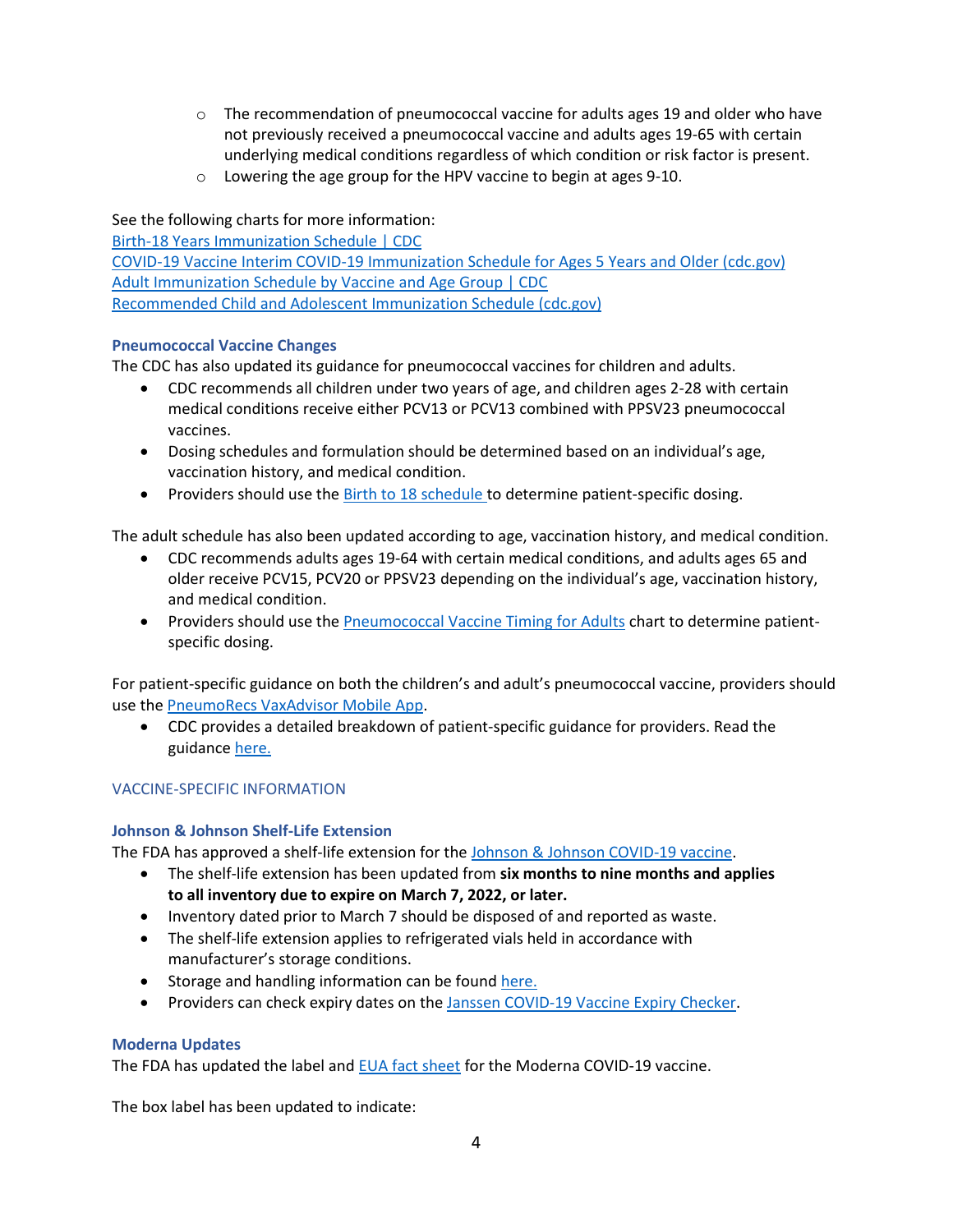- The recommendation of pneumococcal vaccine for adults ages 19 and older who have not previously received a pneumococcal vaccine and adults ages 19-65 with certain underlying medical conditions regardless of which condition or risk factor is present.
- Lowering the age group for the HPV vaccine to begin at ages 9-10.

See the following charts for more information:
[Birth-18 Years Immunization Schedule | CDC]
[COVID-19 Vaccine Interim COVID-19 Immunization Schedule for Ages 5 Years and Older (cdc.gov)]
[Adult Immunization Schedule by Vaccine and Age Group | CDC]
[Recommended Child and Adolescent Immunization Schedule (cdc.gov)]

### Pneumococcal Vaccine Changes

The CDC has also updated its guidance for pneumococcal vaccines for children and adults.

- CDC recommends all children under two years of age, and children ages 2-28 with certain medical conditions receive either PCV13 or PCV13 combined with PPSV23 pneumococcal vaccines.
- Dosing schedules and formulation should be determined based on an individual's age, vaccination history, and medical condition.
- Providers should use the Birth to 18 schedule to determine patient-specific dosing.

The adult schedule has also been updated according to age, vaccination history, and medical condition.

- CDC recommends adults ages 19-64 with certain medical conditions, and adults ages 65 and older receive PCV15, PCV20 or PPSV23 depending on the individual's age, vaccination history, and medical condition.
- Providers should use the Pneumococcal Vaccine Timing for Adults chart to determine patient-specific dosing.

For patient-specific guidance on both the children's and adult's pneumococcal vaccine, providers should use the PneumoRecs VaxAdvisor Mobile App.

- CDC provides a detailed breakdown of patient-specific guidance for providers. Read the guidance here.

## VACCINE-SPECIFIC INFORMATION

### Johnson & Johnson Shelf-Life Extension

The FDA has approved a shelf-life extension for the Johnson & Johnson COVID-19 vaccine.

- The shelf-life extension has been updated from **six months to nine months and applies to all inventory due to expire on March 7, 2022, or later.**
- Inventory dated prior to March 7 should be disposed of and reported as waste.
- The shelf-life extension applies to refrigerated vials held in accordance with manufacturer's storage conditions.
- Storage and handling information can be found here.
- Providers can check expiry dates on the Janssen COVID-19 Vaccine Expiry Checker.

### Moderna Updates

The FDA has updated the label and EUA fact sheet for the Moderna COVID-19 vaccine.

The box label has been updated to indicate: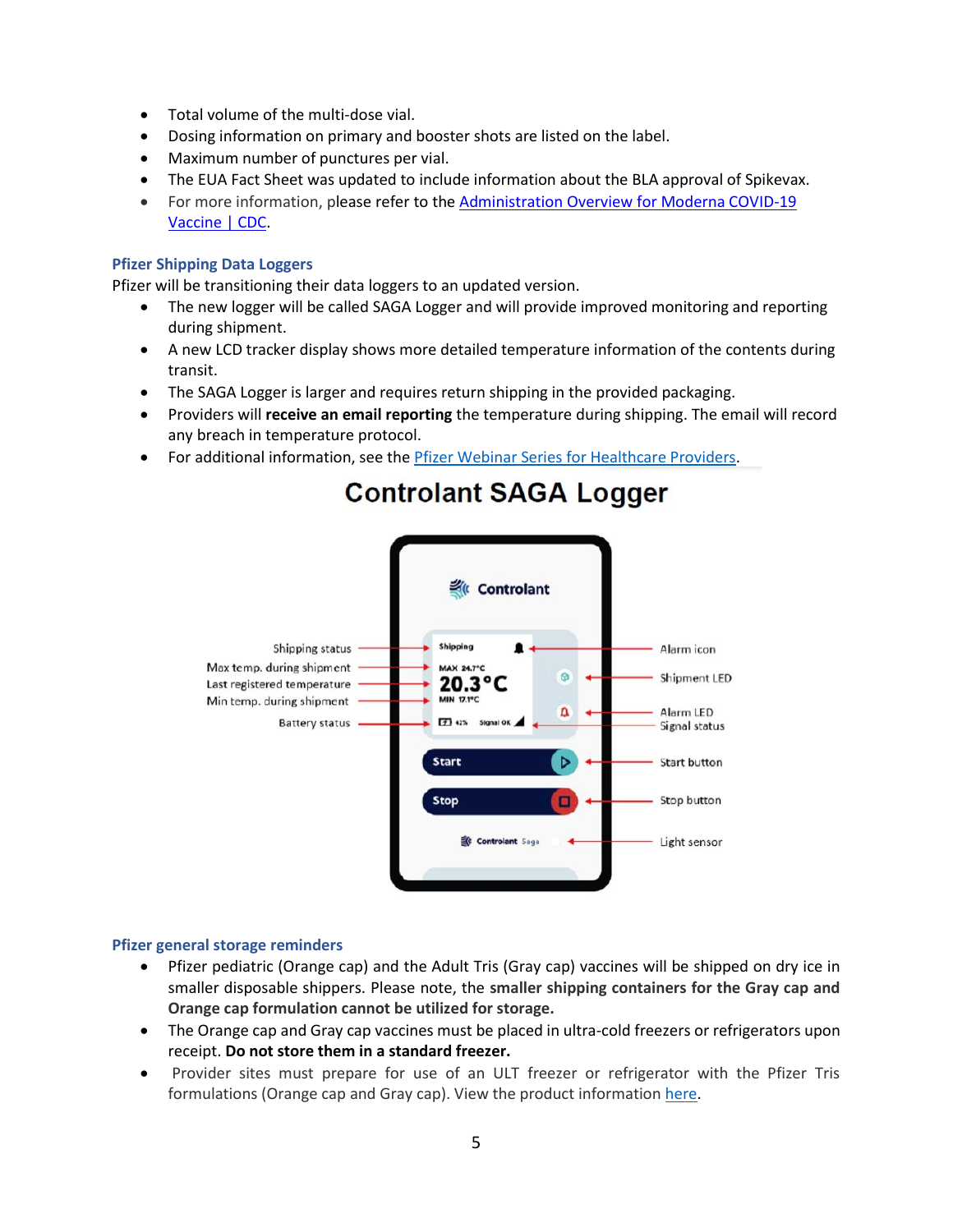- Total volume of the multi-dose vial.
- Dosing information on primary and booster shots are listed on the label.
- Maximum number of punctures per vial.
- The EUA Fact Sheet was updated to include information about the BLA approval of Spikevax.
- For more information, please refer to the [Administration Overview for Moderna COVID-19 Vaccine | CDC](#).

### Pfizer Shipping Data Loggers

Pfizer will be transitioning their data loggers to an updated version.

- The new logger will be called SAGA Logger and will provide improved monitoring and reporting during shipment.
- A new LCD tracker display shows more detailed temperature information of the contents during transit.
- The SAGA Logger is larger and requires return shipping in the provided packaging.
- Providers will **receive an email reporting** the temperature during shipping. The email will record any breach in temperature protocol.
- For additional information, see the [Pfizer Webinar Series for Healthcare Providers](#).

## Controlant SAGA Logger

Shipping status
Max temp. during shipment
Last registered temperature
Min temp. during shipment
Battery status

Controlant
Shipping
MAX 24.7°C
20.3°C
MIN 17.1°C
61% Signal OK
Start
Stop
Controlant Saga

Alarm icon
Shipment LED
Alarm LED
Signal status
Start button
Stop button
Light sensor

### Pfizer general storage reminders

- Pfizer pediatric (Orange cap) and the Adult Tris (Gray cap) vaccines will be shipped on dry ice in smaller disposable shippers. Please note, the **smaller shipping containers for the Gray cap and Orange cap formulation cannot be utilized for storage.**
- The Orange cap and Gray cap vaccines must be placed in ultra-cold freezers or refrigerators upon receipt. **Do not store them in a standard freezer.**
- Provider sites must prepare for use of an ULT freezer or refrigerator with the Pfizer Tris formulations (Orange cap and Gray cap). View the product information [here](#).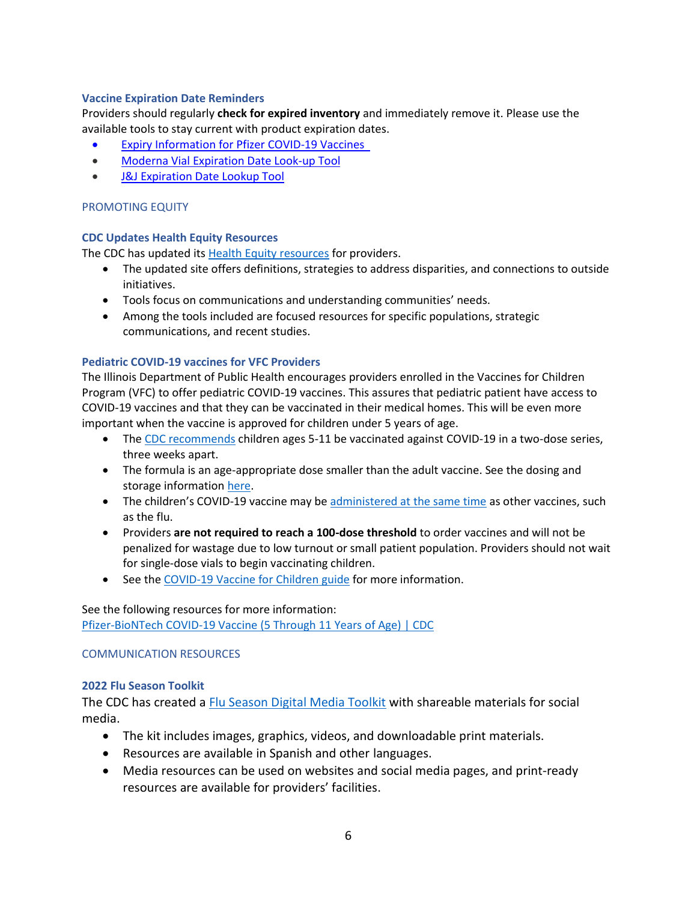### Vaccine Expiration Date Reminders

Providers should regularly **check for expired inventory** and immediately remove it. Please use the available tools to stay current with product expiration dates.

- Expiry Information for Pfizer COVID-19 Vaccines
- Moderna Vial Expiration Date Look-up Tool
- J&J Expiration Date Lookup Tool

## PROMOTING EQUITY

### CDC Updates Health Equity Resources

The CDC has updated its Health Equity resources for providers.

- The updated site offers definitions, strategies to address disparities, and connections to outside initiatives.
- Tools focus on communications and understanding communities' needs.
- Among the tools included are focused resources for specific populations, strategic communications, and recent studies.

### Pediatric COVID-19 vaccines for VFC Providers

The Illinois Department of Public Health encourages providers enrolled in the Vaccines for Children Program (VFC) to offer pediatric COVID-19 vaccines. This assures that pediatric patient have access to COVID-19 vaccines and that they can be vaccinated in their medical homes. This will be even more important when the vaccine is approved for children under 5 years of age.

- The CDC recommends children ages 5-11 be vaccinated against COVID-19 in a two-dose series, three weeks apart.
- The formula is an age-appropriate dose smaller than the adult vaccine. See the dosing and storage information here.
- The children's COVID-19 vaccine may be administered at the same time as other vaccines, such as the flu.
- Providers **are not required to reach a 100-dose threshold** to order vaccines and will not be penalized for wastage due to low turnout or small patient population. Providers should not wait for single-dose vials to begin vaccinating children.
- See the COVID-19 Vaccine for Children guide for more information.

See the following resources for more information:
Pfizer-BioNTech COVID-19 Vaccine (5 Through 11 Years of Age) | CDC

## COMMUNICATION RESOURCES

### 2022 Flu Season Toolkit

The CDC has created a Flu Season Digital Media Toolkit with shareable materials for social media.

- The kit includes images, graphics, videos, and downloadable print materials.
- Resources are available in Spanish and other languages.
- Media resources can be used on websites and social media pages, and print-ready resources are available for providers' facilities.